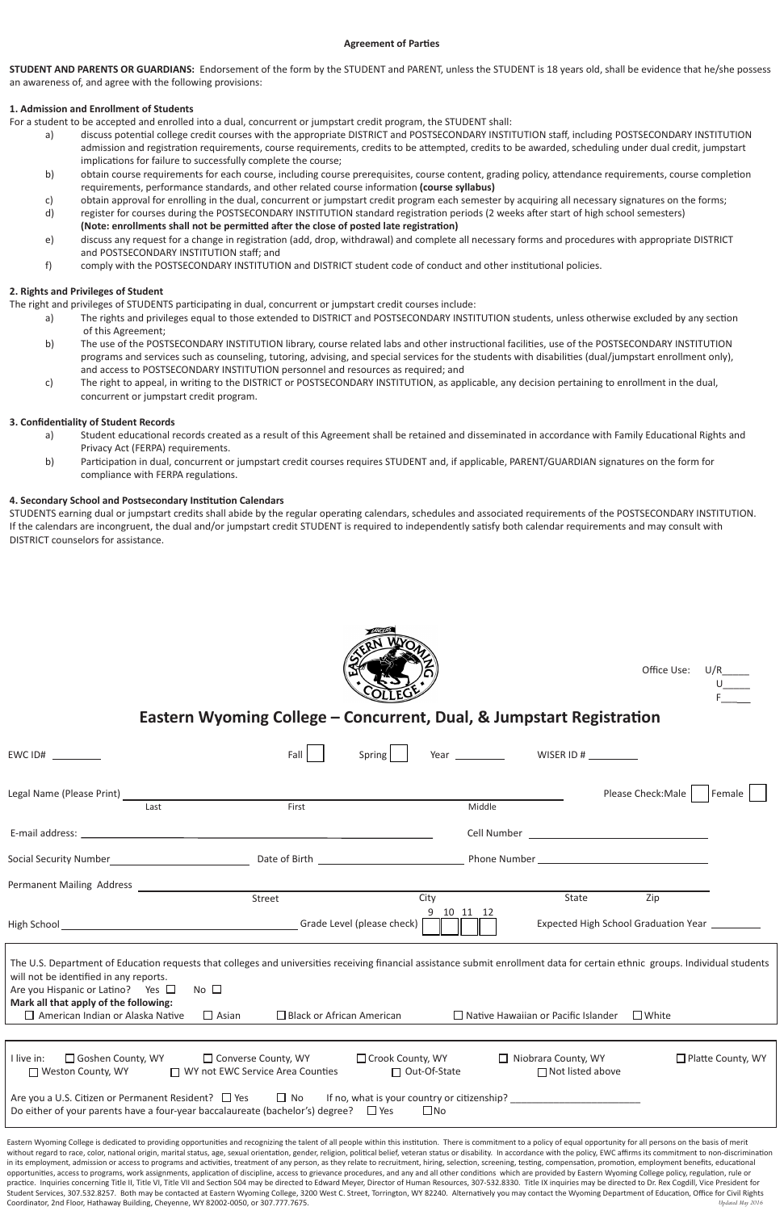**Agreement of Parties**

**STUDENT AND PARENTS OR GUARDIANS:** Endorsement of the form by the STUDENT and PARENT, unless the STUDENT is 18 years old, shall be evidence that he/she possess an awareness of, and agree with the following provisions:

**1. Admission and Enrollment of Students**

For a student to be accepted and enrolled into a dual, concurrent or jumpstart credit program, the STUDENT shall:

a) discuss potential college credit courses with the appropriate DISTRICT and POSTSECONDARY INSTITUTION staff, including POSTSECONDARY INSTITUTION admission and registration requirements, course requirements, credits to be attempted, credits to be awarded, scheduling under dual credit, jumpstart implications for failure to successfully complete the course;

b) obtain course requirements for each course, including course prerequisites, course content, grading policy, attendance requirements, course completion requirements, performance standards, and other related course information **(course syllabus)**

c) obtain approval for enrolling in the dual, concurrent or jumpstart credit program each semester by acquiring all necessary signatures on the forms;

d) register for courses during the POSTSECONDARY INSTITUTION standard registration periods (2 weeks after start of high school semesters) **(Note: enrollments shall not be permitted after the close of posted late registration)**

e) discuss any request for a change in registration (add, drop, withdrawal) and complete all necessary forms and procedures with appropriate DISTRICT and POSTSECONDARY INSTITUTION staff; and

f) comply with the POSTSECONDARY INSTITUTION and DISTRICT student code of conduct and other institutional policies.

**2. Rights and Privileges of Student**

The right and privileges of STUDENTS participating in dual, concurrent or jumpstart credit courses include:

a) The rights and privileges equal to those extended to DISTRICT and POSTSECONDARY INSTITUTION students, unless otherwise excluded by any section of this Agreement;

b) The use of the POSTSECONDARY INSTITUTION library, course related labs and other instructional facilities, use of the POSTSECONDARY INSTITUTION programs and services such as counseling, tutoring, advising, and special services for the students with disabilities (dual/jumpstart enrollment only), and access to POSTSECONDARY INSTITUTION personnel and resources as required; and

c) The right to appeal, in writing to the DISTRICT or POSTSECONDARY INSTITUTION, as applicable, any decision pertaining to enrollment in the dual, concurrent or jumpstart credit program.

**3. Confidentiality of Student Records**

a) Student educational records created as a result of this Agreement shall be retained and disseminated in accordance with Family Educational Rights and Privacy Act (FERPA) requirements.

b) Participation in dual, concurrent or jumpstart credit courses requires STUDENT and, if applicable, PARENT/GUARDIAN signatures on the form for compliance with FERPA regulations.

**4. Secondary School and Postsecondary Institution Calendars**

STUDENTS earning dual or jumpstart credits shall abide by the regular operating calendars, schedules and associated requirements of the POSTSECONDARY INSTITUTION. If the calendars are incongruent, the dual and/or jumpstart credit STUDENT is required to independently satisfy both calendar requirements and may consult with DISTRICT counselors for assistance.

Office Use: U/R_____ U_____ F_____

## Eastern Wyoming College – Concurrent, Dual, & Jumpstart Registration

EWC ID# _________ Fall ☐ Spring ☐ Year _________ WISER ID # _________

Legal Name (Please Print) ______________________________ Please Check: Male ☐ Female ☐
Last First Middle

E-mail address: ______________________________ Cell Number ______________________________

Social Security Number ______________ Date of Birth ______________ Phone Number ______________

Permanent Mailing Address ____________________________________________
Street City State Zip

High School ______________________ Grade Level (please check) 9 ☐ 10 ☐ 11 ☐ 12 ☐ Expected High School Graduation Year _________

The U.S. Department of Education requests that colleges and universities receiving financial assistance submit enrollment data for certain ethnic groups. Individual students will not be identified in any reports.
Are you Hispanic or Latino? Yes ☐ No ☐
**Mark all that apply of the following:**
☐ American Indian or Alaska Native ☐ Asian ☐ Black or African American ☐ Native Hawaiian or Pacific Islander ☐ White

I live in: ☐ Goshen County, WY ☐ Converse County, WY ☐ Crook County, WY ☐ Niobrara County, WY ☐ Platte County, WY ☐ Weston County, WY ☐ WY not EWC Service Area Counties ☐ Out-Of-State ☐ Not listed above

Are you a U.S. Citizen or Permanent Resident? ☐ Yes ☐ No If no, what is your country or citizenship? ______________________
Do either of your parents have a four-year baccalaureate (bachelor's) degree? ☐ Yes ☐ No

Eastern Wyoming College is dedicated to providing opportunities and recognizing the talent of all people within this institution. There is commitment to a policy of equal opportunity for all persons on the basis of merit without regard to race, color, national origin, marital status, age, sexual orientation, gender, religion, political belief, veteran status or disability. In accordance with the policy, EWC affirms its commitment to non-discrimination in its employment, admission or access to programs and activities, treatment of any person, as they relate to recruitment, hiring, selection, screening, testing, compensation, promotion, employment benefits, educational opportunities, access to programs, work assignments, application of discipline, access to grievance procedures, and any and all other conditions which are provided by Eastern Wyoming College policy, regulation, rule or practice. Inquiries concerning Title II, Title VI, Title VII and Section 504 may be directed to Edward Meyer, Director of Human Resources, 307.532.8330. Title IX inquiries may be directed to Dr. Rex Cogdill, Vice President for Student Services, 307.532.8257. Both may be contacted at Eastern Wyoming College, 3200 West C. Street, Torrington, WY 82240. Alternatively you may contact the Wyoming Department of Education, Office for Civil Rights Coordinator, 2nd Floor, Hathaway Building, Cheyenne, WY 82002-0050, or 307.777.7675.

*Updated May 2016*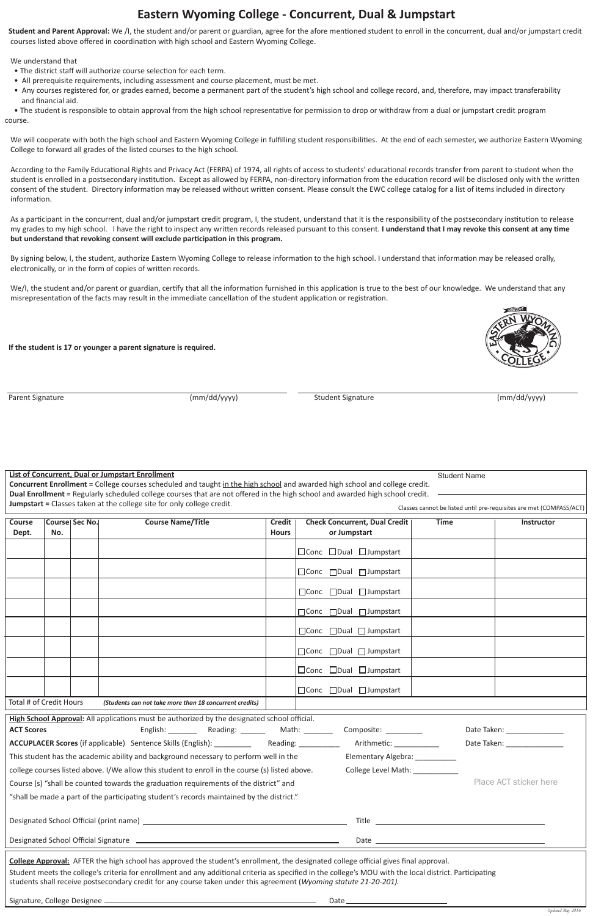# Eastern Wyoming College - Concurrent, Dual & Jumpstart

**Student and Parent Approval:** We /I, the student and/or parent or guardian, agree for the afore mentioned student to enroll in the concurrent, dual and/or jumpstart credit courses listed above offered in coordination with high school and Eastern Wyoming College.

We understand that

- The district staff will authorize course selection for each term.
- All prerequisite requirements, including assessment and course placement, must be met.
- Any courses registered for, or grades earned, become a permanent part of the student's high school and college record, and, therefore, may impact transferability and financial aid.
- The student is responsible to obtain approval from the high school representative for permission to drop or withdraw from a dual or jumpstart credit program course.

We will cooperate with both the high school and Eastern Wyoming College in fulfilling student responsibilities. At the end of each semester, we authorize Eastern Wyoming College to forward all grades of the listed courses to the high school.

According to the Family Educational Rights and Privacy Act (FERPA) of 1974, all rights of access to students' educational records transfer from parent to student when the student is enrolled in a postsecondary institution. Except as allowed by FERPA, non-directory information from the education record will be disclosed only with the written consent of the student. Directory information may be released without written consent. Please consult the EWC college catalog for a list of items included in directory information.

As a participant in the concurrent, dual and/or jumpstart credit program, I, the student, understand that it is the responsibility of the postsecondary institution to release my grades to my high school. I have the right to inspect any written records released pursuant to this consent. **I understand that I may revoke this consent at any time but understand that revoking consent will exclude participation in this program.**

By signing below, I, the student, authorize Eastern Wyoming College to release information to the high school. I understand that information may be released orally, electronically, or in the form of copies of written records.

We/I, the student and/or parent or guardian, certify that all the information furnished in this application is true to the best of our knowledge. We understand that any misrepresentation of the facts may result in the immediate cancellation of the student application or registration.

**If the student is 17 or younger a parent signature is required.**

Parent Signature ____________________ (mm/dd/yyyy)    Student Signature ____________________ (mm/dd/yyyy)

**List of Concurrent, Dual or Jumpstart Enrollment**

**Concurrent Enrollment =** College courses scheduled and taught in the high school and awarded high school and college credit.
**Dual Enrollment =** Regularly scheduled college courses that are not offered in the high school and awarded high school credit.
**Jumpstart =** Classes taken at the college site for only college credit.

Student Name ____________________

Classes cannot be listed until pre-requisites are met (COMPASS/ACT)

| Course Dept. | Course No. | Sec No. | Course Name/Title | Credit Hours | Check Concurrent, Dual Credit or Jumpstart | Time | Instructor |
|---|---|---|---|---|---|---|---|
| | | | | | ☐Conc ☐Dual ☐Jumpstart | | |
| | | | | | ☐Conc ☐Dual ☐Jumpstart | | |
| | | | | | ☐Conc ☐Dual ☐Jumpstart | | |
| | | | | | ☐Conc ☐Dual ☐Jumpstart | | |
| | | | | | ☐Conc ☐Dual ☐Jumpstart | | |
| | | | | | ☐Conc ☐Dual ☐Jumpstart | | |
| | | | | | ☐Conc ☐Dual ☐Jumpstart | | |
| | | | | | ☐Conc ☐Dual ☐Jumpstart | | |
| Total # of Credit Hours | | | *(Students can not take more than 18 concurrent credits)* | | | | |

**High School Approval:** All applications must be authorized by the designated school official.

**ACT Scores** English: _______ Reading: _______ Math: _______ Composite: _________ Date Taken: ______________

**ACCUPLACER Scores** (if applicable) Sentence Skills (English): _________ Reading: __________ Arithmetic: ___________ Date Taken: ______________

Elementary Algebra: __________

College Level Math: ___________

This student has the academic ability and background necessary to perform well in the college courses listed above. I/We allow this student to enroll in the course (s) listed above. Course (s) "shall be counted towards the graduation requirements of the district" and "shall be made a part of the participating student's records maintained by the district."

Place ACT sticker here

Designated School Official (print name) ____________________ Title ____________________

Designated School Official Signature ____________________ Date ____________________

**College Approval:** AFTER the high school has approved the student's enrollment, the designated college official gives final approval.
Student meets the college's criteria for enrollment and any additional criteria as specified in the college's MOU with the local district. Participating students shall receive postsecondary credit for any course taken under this agreement (*Wyoming statute 21-20-201).*

Signature, College Designee ____________________ Date ____________________

*Updated May 2016*